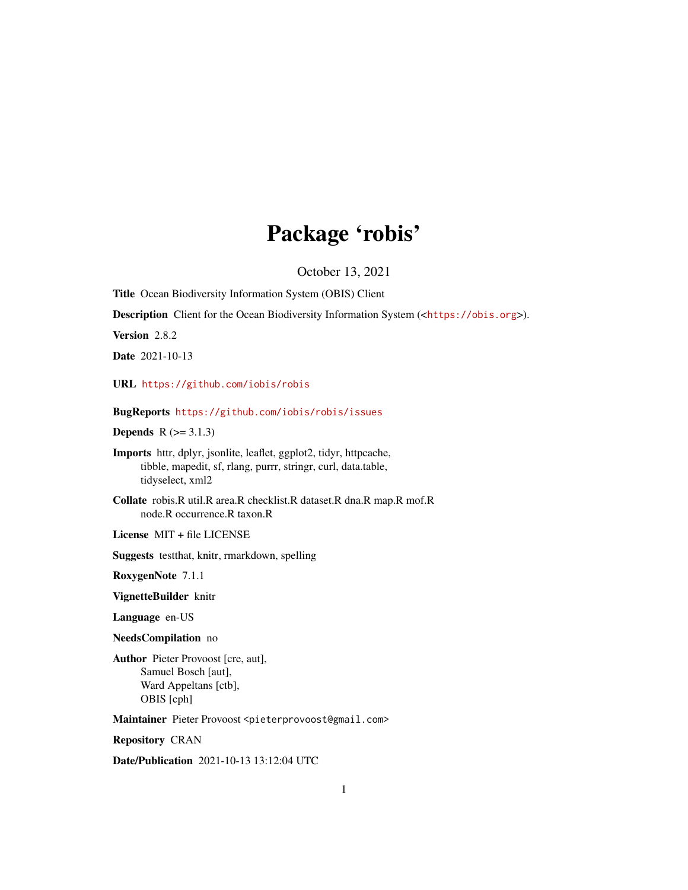# Package 'robis'

October 13, 2021

**Title** Ocean Biodiversity Information System (OBIS) Client

**Description** Client for the Ocean Biodiversity Information System (<https://obis.org>).

**Version** 2.8.2

**Date** 2021-10-13

**URL** https://github.com/iobis/robis

**BugReports** https://github.com/iobis/robis/issues

**Depends** R (>= 3.1.3)

**Imports** httr, dplyr, jsonlite, leaflet, ggplot2, tidyr, httpcache, tibble, mapedit, sf, rlang, purrr, stringr, curl, data.table, tidyselect, xml2

**Collate** robis.R util.R area.R checklist.R dataset.R dna.R map.R mof.R node.R occurrence.R taxon.R

**License** MIT + file LICENSE

**Suggests** testthat, knitr, rmarkdown, spelling

**RoxygenNote** 7.1.1

**VignetteBuilder** knitr

**Language** en-US

**NeedsCompilation** no

**Author** Pieter Provoost [cre, aut], Samuel Bosch [aut], Ward Appeltans [ctb], OBIS [cph]

**Maintainer** Pieter Provoost <pieterprovoost@gmail.com>

**Repository** CRAN

**Date/Publication** 2021-10-13 13:12:04 UTC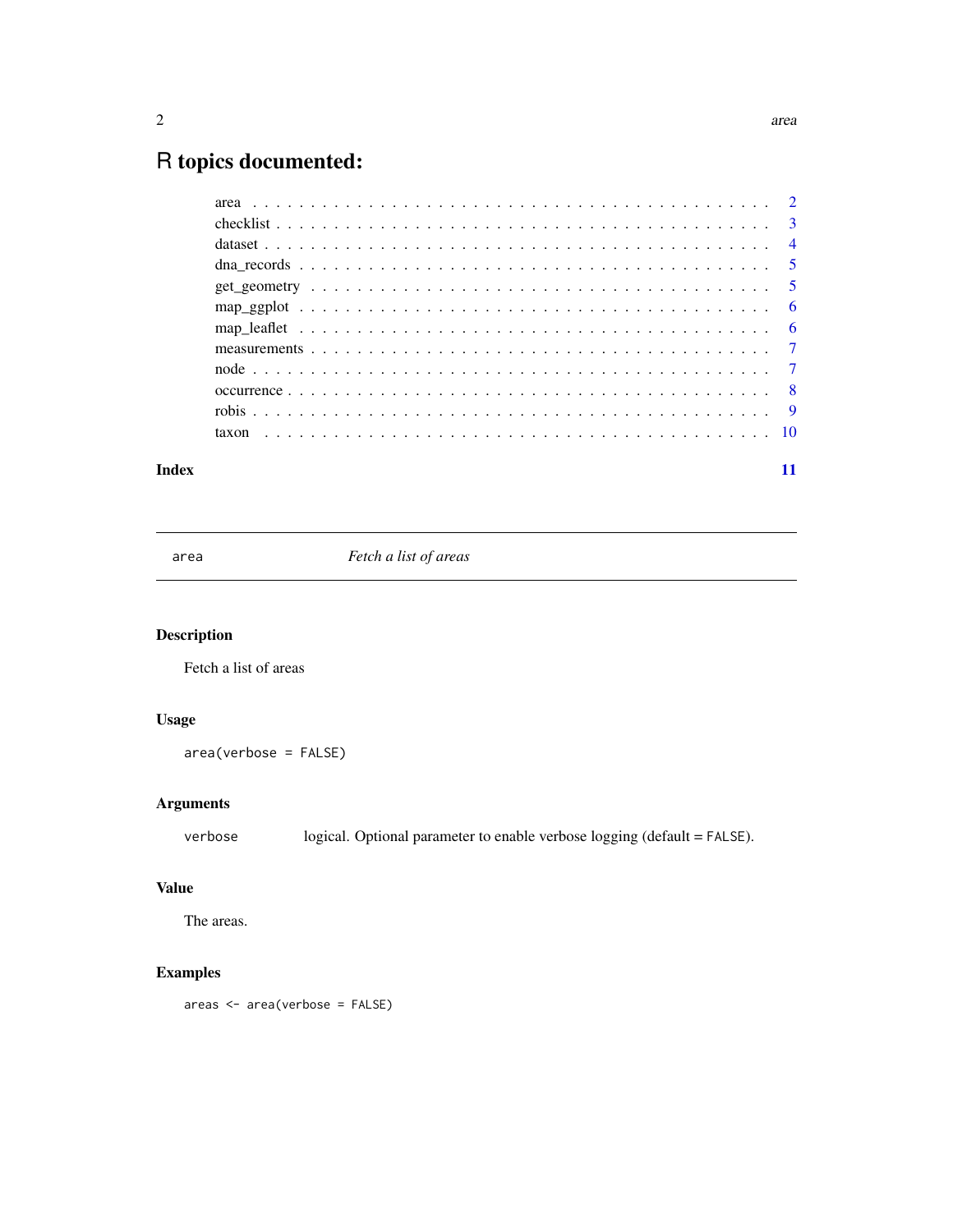# R topics documented:

- area . . . . . . . . . . . . . . . . . . . . . . . . . . . . . . . . . . . . . . . . . . 2
- checklist . . . . . . . . . . . . . . . . . . . . . . . . . . . . . . . . . . . . . . . . 3
- dataset . . . . . . . . . . . . . . . . . . . . . . . . . . . . . . . . . . . . . . . . . 4
- dna_records . . . . . . . . . . . . . . . . . . . . . . . . . . . . . . . . . . . . . . 5
- get_geometry . . . . . . . . . . . . . . . . . . . . . . . . . . . . . . . . . . . . . 5
- map_ggplot . . . . . . . . . . . . . . . . . . . . . . . . . . . . . . . . . . . . . . . 6
- map_leaflet . . . . . . . . . . . . . . . . . . . . . . . . . . . . . . . . . . . . . . 6
- measurements . . . . . . . . . . . . . . . . . . . . . . . . . . . . . . . . . . . . . 7
- node . . . . . . . . . . . . . . . . . . . . . . . . . . . . . . . . . . . . . . . . . . 7
- occurrence . . . . . . . . . . . . . . . . . . . . . . . . . . . . . . . . . . . . . . . 8
- robis . . . . . . . . . . . . . . . . . . . . . . . . . . . . . . . . . . . . . . . . . . 9
- taxon . . . . . . . . . . . . . . . . . . . . . . . . . . . . . . . . . . . . . . . . . . 10

**Index** **11**

---

`area` *Fetch a list of areas*

---

## Description

Fetch a list of areas

## Usage

```
area(verbose = FALSE)
```

## Arguments

| | |
|---|---|
| `verbose` | logical. Optional parameter to enable verbose logging (default = `FALSE`). |

## Value

The areas.

## Examples

```
areas <- area(verbose = FALSE)
```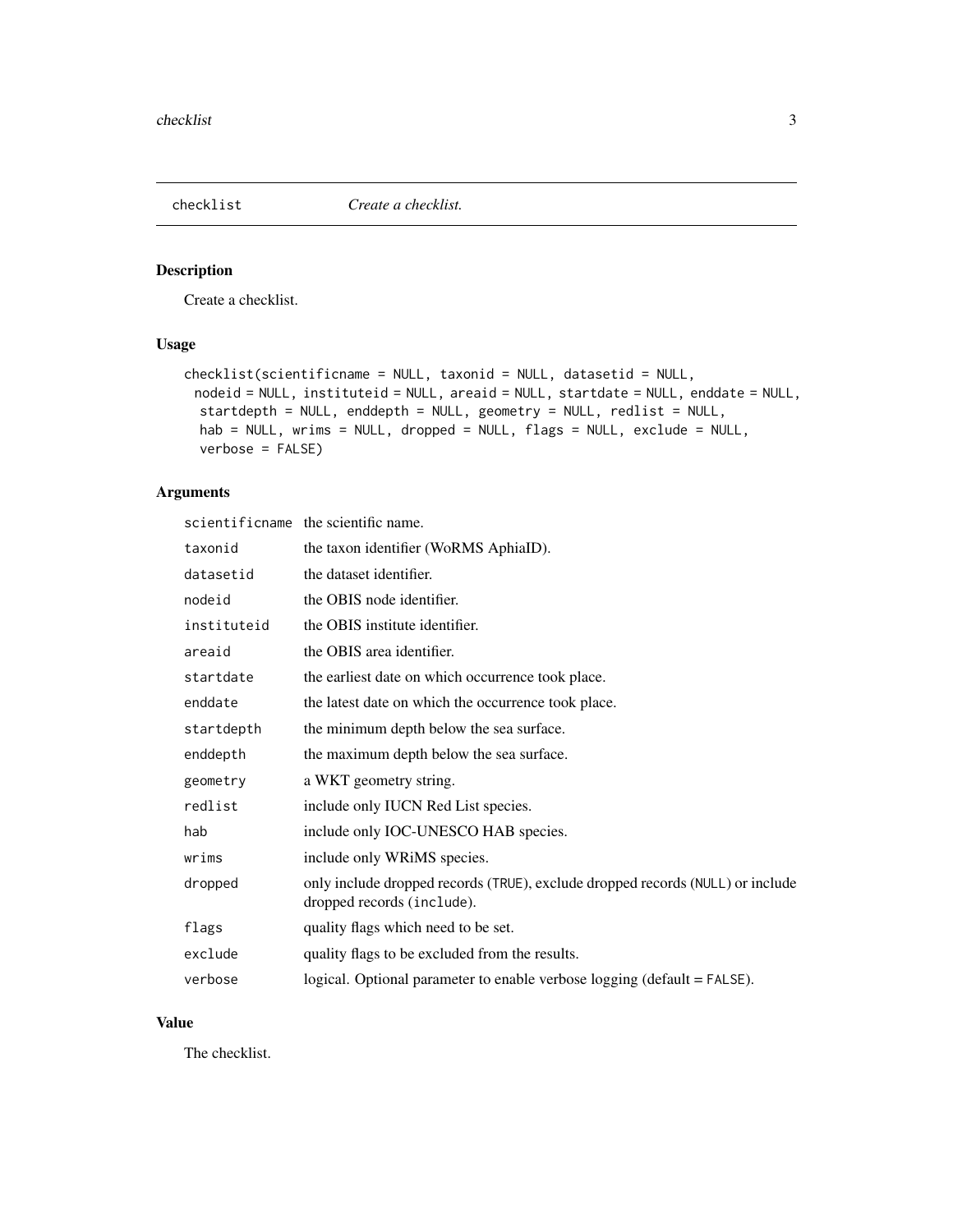## checklist — *Create a checklist.*

### Description

Create a checklist.

### Usage

```
checklist(scientificname = NULL, taxonid = NULL, datasetid = NULL,
  nodeid = NULL, instituteid = NULL, areaid = NULL, startdate = NULL, enddate = NULL,
   startdepth = NULL, enddepth = NULL, geometry = NULL, redlist = NULL,
   hab = NULL, wrims = NULL, dropped = NULL, flags = NULL, exclude = NULL,
   verbose = FALSE)
```

### Arguments

| | |
|---|---|
| `scientificname` | the scientific name. |
| `taxonid` | the taxon identifier (WoRMS AphiaID). |
| `datasetid` | the dataset identifier. |
| `nodeid` | the OBIS node identifier. |
| `instituteid` | the OBIS institute identifier. |
| `areaid` | the OBIS area identifier. |
| `startdate` | the earliest date on which occurrence took place. |
| `enddate` | the latest date on which the occurrence took place. |
| `startdepth` | the minimum depth below the sea surface. |
| `enddepth` | the maximum depth below the sea surface. |
| `geometry` | a WKT geometry string. |
| `redlist` | include only IUCN Red List species. |
| `hab` | include only IOC-UNESCO HAB species. |
| `wrims` | include only WRiMS species. |
| `dropped` | only include dropped records (`TRUE`), exclude dropped records (`NULL`) or include dropped records (`include`). |
| `flags` | quality flags which need to be set. |
| `exclude` | quality flags to be excluded from the results. |
| `verbose` | logical. Optional parameter to enable verbose logging (default = `FALSE`). |

### Value

The checklist.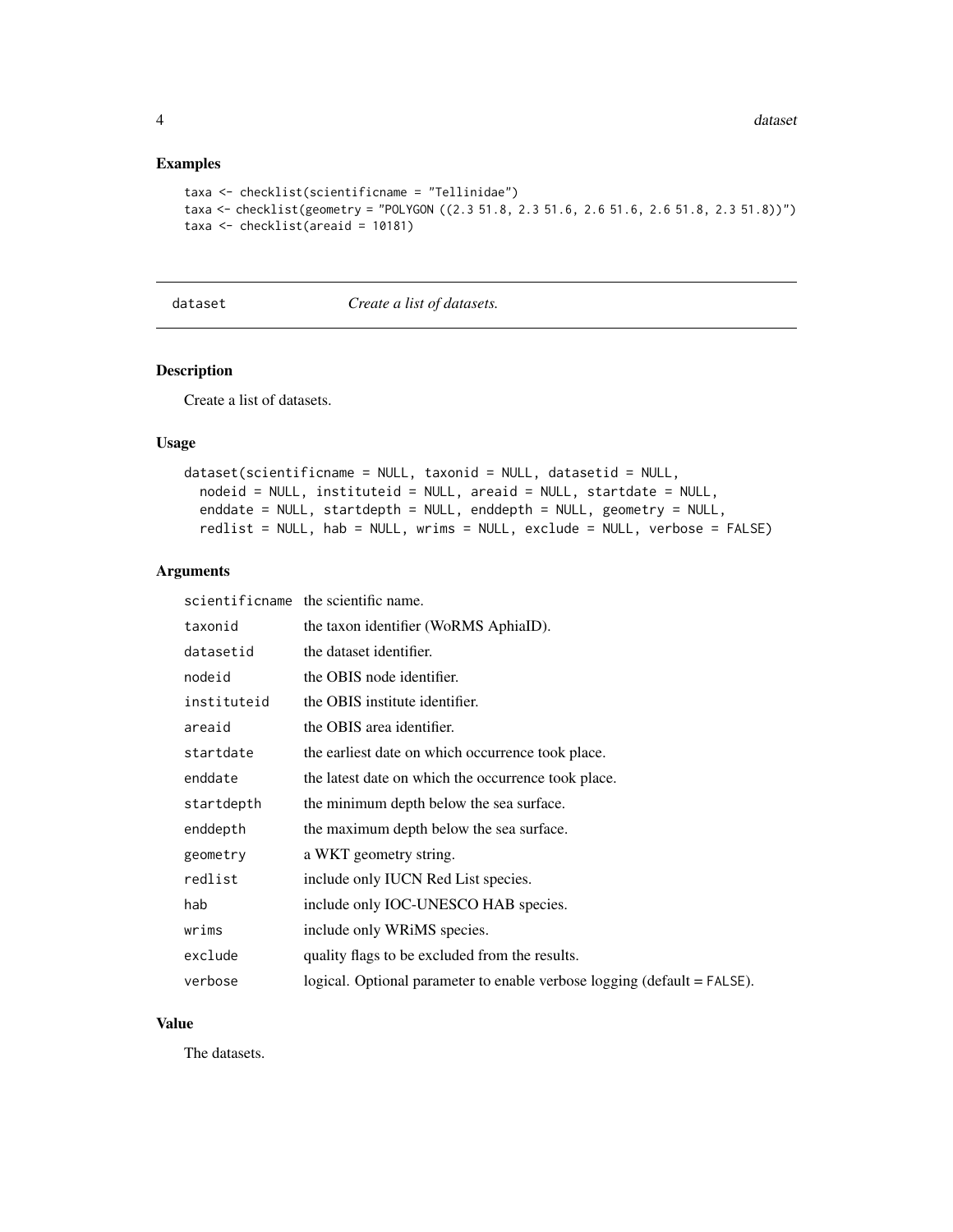### Examples

```
taxa <- checklist(scientificname = "Tellinidae")
taxa <- checklist(geometry = "POLYGON ((2.3 51.8, 2.3 51.6, 2.6 51.6, 2.6 51.8, 2.3 51.8))")
taxa <- checklist(areaid = 10181)
```

---

## dataset    *Create a list of datasets.*

---

### Description

Create a list of datasets.

### Usage

```
dataset(scientificname = NULL, taxonid = NULL, datasetid = NULL,
  nodeid = NULL, instituteid = NULL, areaid = NULL, startdate = NULL,
  enddate = NULL, startdepth = NULL, enddepth = NULL, geometry = NULL,
  redlist = NULL, hab = NULL, wrims = NULL, exclude = NULL, verbose = FALSE)
```

### Arguments

| | |
|---|---|
| scientificname | the scientific name. |
| taxonid | the taxon identifier (WoRMS AphiaID). |
| datasetid | the dataset identifier. |
| nodeid | the OBIS node identifier. |
| instituteid | the OBIS institute identifier. |
| areaid | the OBIS area identifier. |
| startdate | the earliest date on which occurrence took place. |
| enddate | the latest date on which the occurrence took place. |
| startdepth | the minimum depth below the sea surface. |
| enddepth | the maximum depth below the sea surface. |
| geometry | a WKT geometry string. |
| redlist | include only IUCN Red List species. |
| hab | include only IOC-UNESCO HAB species. |
| wrims | include only WRiMS species. |
| exclude | quality flags to be excluded from the results. |
| verbose | logical. Optional parameter to enable verbose logging (default = FALSE). |

### Value

The datasets.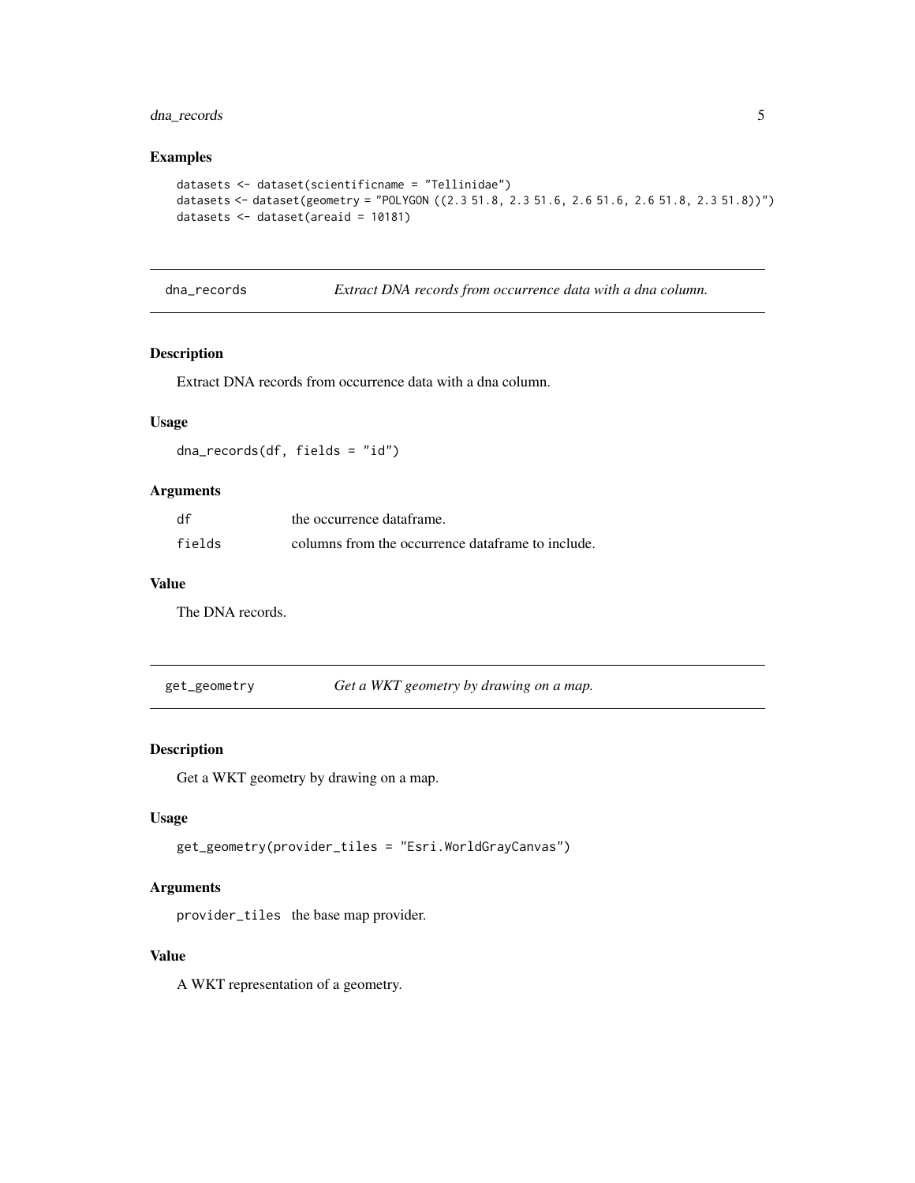## Examples

```
datasets <- dataset(scientificname = "Tellinidae")
datasets <- dataset(geometry = "POLYGON ((2.3 51.8, 2.3 51.6, 2.6 51.6, 2.6 51.8, 2.3 51.8))")
datasets <- dataset(areaid = 10181)
```

---

# dna_records — *Extract DNA records from occurrence data with a dna column.*

## Description

Extract DNA records from occurrence data with a dna column.

## Usage

```
dna_records(df, fields = "id")
```

## Arguments

| | |
|---|---|
| `df` | the occurrence dataframe. |
| `fields` | columns from the occurrence dataframe to include. |

## Value

The DNA records.

---

# get_geometry — *Get a WKT geometry by drawing on a map.*

## Description

Get a WKT geometry by drawing on a map.

## Usage

```
get_geometry(provider_tiles = "Esri.WorldGrayCanvas")
```

## Arguments

| | |
|---|---|
| `provider_tiles` | the base map provider. |

## Value

A WKT representation of a geometry.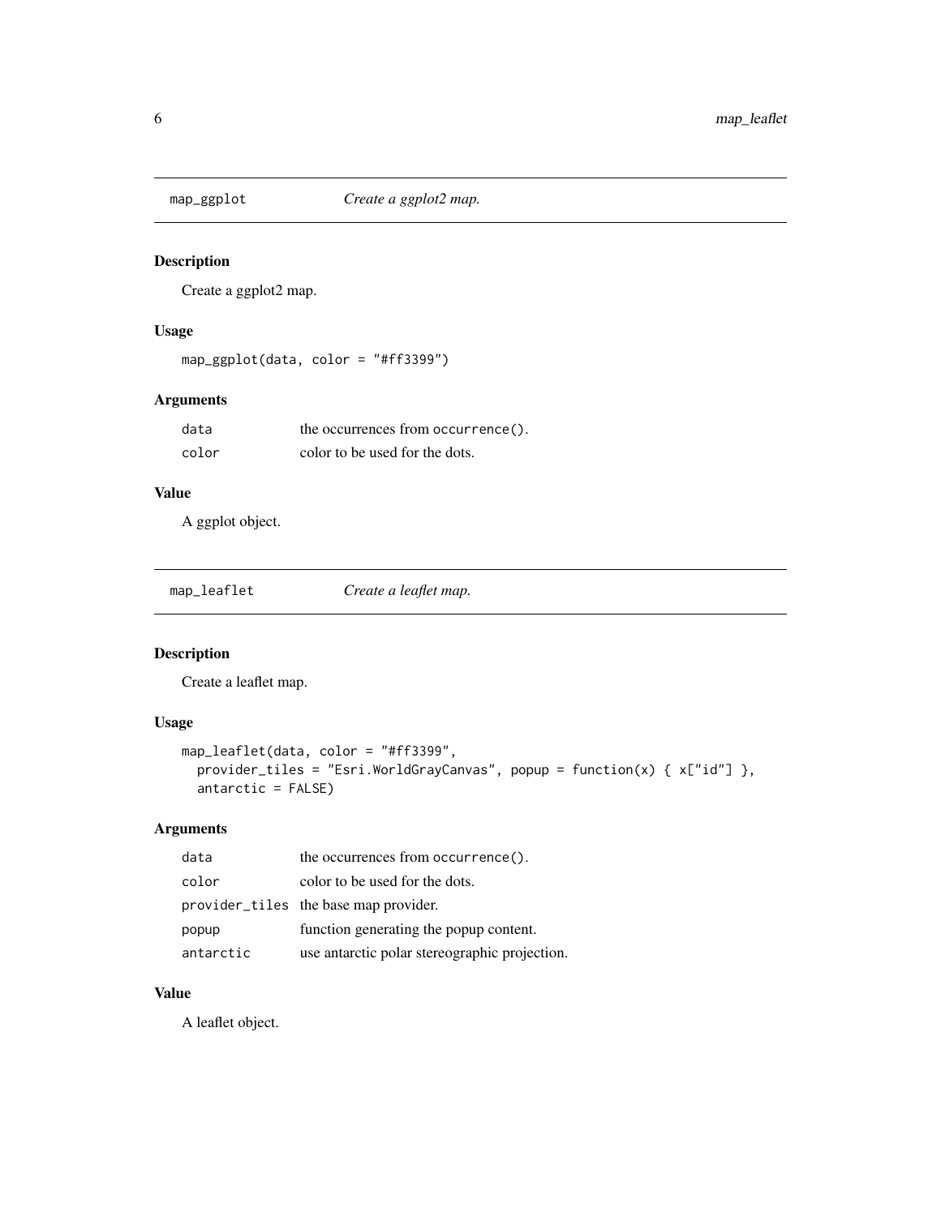## map_ggplot *Create a ggplot2 map.*

### Description

Create a ggplot2 map.

### Usage

```
map_ggplot(data, color = "#ff3399")
```

### Arguments

| | |
|---|---|
| data | the occurrences from occurrence(). |
| color | color to be used for the dots. |

### Value

A ggplot object.

## map_leaflet *Create a leaflet map.*

### Description

Create a leaflet map.

### Usage

```
map_leaflet(data, color = "#ff3399",
  provider_tiles = "Esri.WorldGrayCanvas", popup = function(x) { x["id"] },
  antarctic = FALSE)
```

### Arguments

| | |
|---|---|
| data | the occurrences from occurrence(). |
| color | color to be used for the dots. |
| provider_tiles | the base map provider. |
| popup | function generating the popup content. |
| antarctic | use antarctic polar stereographic projection. |

### Value

A leaflet object.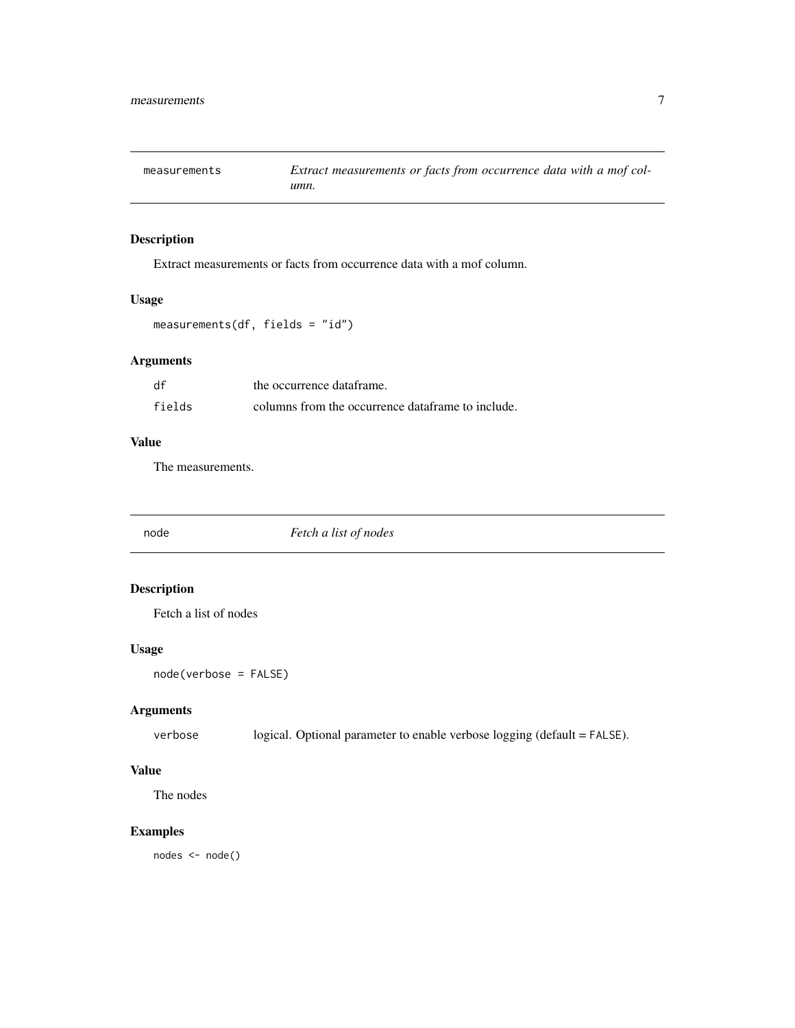## measurements — *Extract measurements or facts from occurrence data with a mof column.*

### Description

Extract measurements or facts from occurrence data with a mof column.

### Usage

```
measurements(df, fields = "id")
```

### Arguments

| | |
|---|---|
| df | the occurrence dataframe. |
| fields | columns from the occurrence dataframe to include. |

### Value

The measurements.

## node — *Fetch a list of nodes*

### Description

Fetch a list of nodes

### Usage

```
node(verbose = FALSE)
```

### Arguments

| | |
|---|---|
| verbose | logical. Optional parameter to enable verbose logging (default = FALSE). |

### Value

The nodes

### Examples

```
nodes <- node()
```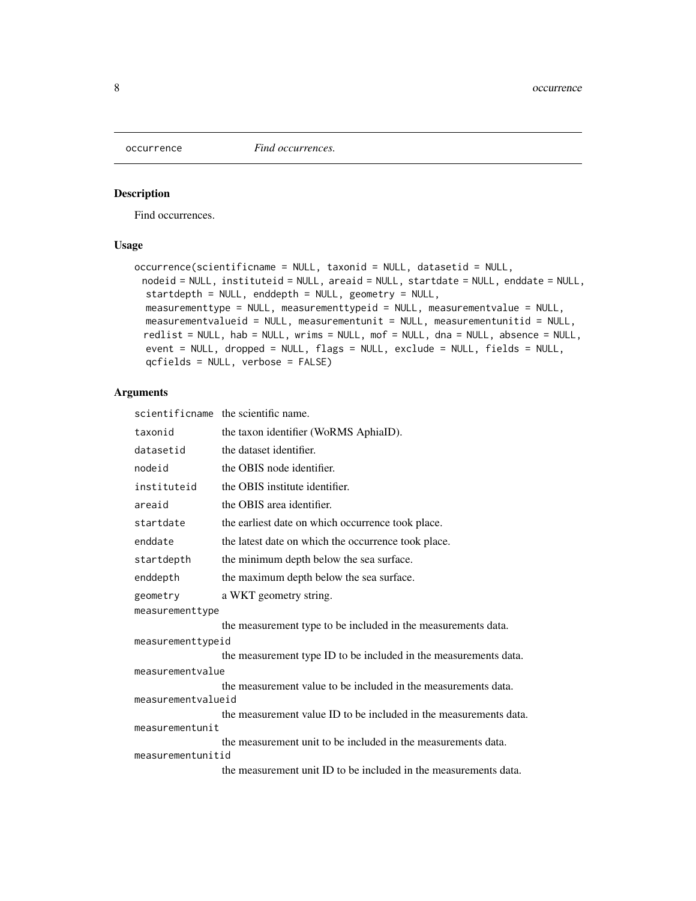occurrence *Find occurrences.*

## Description

Find occurrences.

## Usage

```
occurrence(scientificname = NULL, taxonid = NULL, datasetid = NULL,
  nodeid = NULL, instituteid = NULL, areaid = NULL, startdate = NULL, enddate = NULL,
  startdepth = NULL, enddepth = NULL, geometry = NULL,
  measurementtype = NULL, measurementtypeid = NULL, measurementvalue = NULL,
  measurementvalueid = NULL, measurementunit = NULL, measurementunitid = NULL,
  redlist = NULL, hab = NULL, wrims = NULL, mof = NULL, dna = NULL, absence = NULL,
  event = NULL, dropped = NULL, flags = NULL, exclude = NULL, fields = NULL,
  qcfields = NULL, verbose = FALSE)
```

## Arguments

| | |
|---|---|
| `scientificname` | the scientific name. |
| `taxonid` | the taxon identifier (WoRMS AphiaID). |
| `datasetid` | the dataset identifier. |
| `nodeid` | the OBIS node identifier. |
| `instituteid` | the OBIS institute identifier. |
| `areaid` | the OBIS area identifier. |
| `startdate` | the earliest date on which occurrence took place. |
| `enddate` | the latest date on which the occurrence took place. |
| `startdepth` | the minimum depth below the sea surface. |
| `enddepth` | the maximum depth below the sea surface. |
| `geometry` | a WKT geometry string. |
| `measurementtype` | the measurement type to be included in the measurements data. |
| `measurementtypeid` | the measurement type ID to be included in the measurements data. |
| `measurementvalue` | the measurement value to be included in the measurements data. |
| `measurementvalueid` | the measurement value ID to be included in the measurements data. |
| `measurementunit` | the measurement unit to be included in the measurements data. |
| `measurementunitid` | the measurement unit ID to be included in the measurements data. |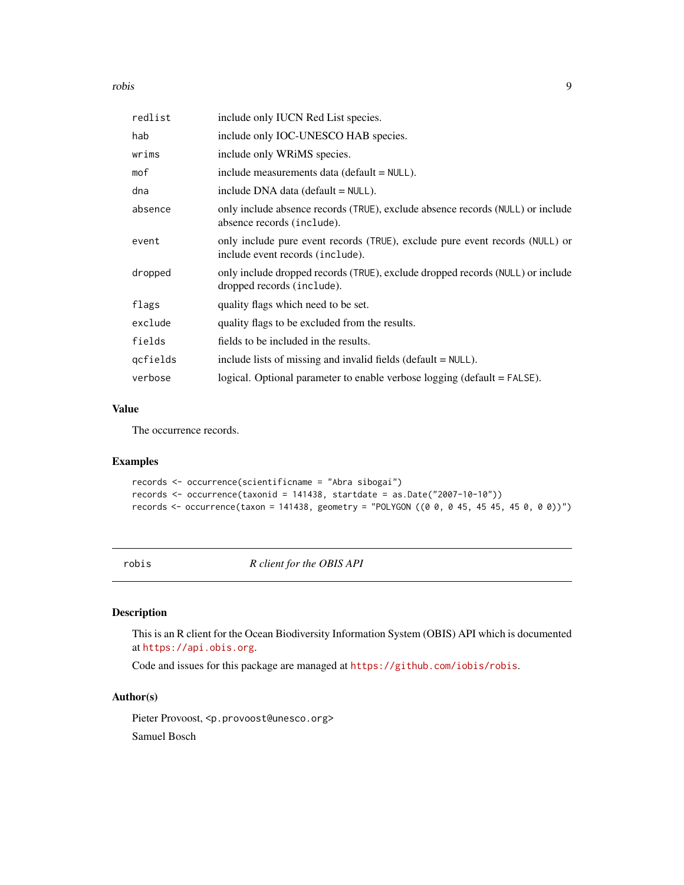| | |
|---|---|
| redlist | include only IUCN Red List species. |
| hab | include only IOC-UNESCO HAB species. |
| wrims | include only WRiMS species. |
| mof | include measurements data (default = NULL). |
| dna | include DNA data (default = NULL). |
| absence | only include absence records (TRUE), exclude absence records (NULL) or include absence records (include). |
| event | only include pure event records (TRUE), exclude pure event records (NULL) or include event records (include). |
| dropped | only include dropped records (TRUE), exclude dropped records (NULL) or include dropped records (include). |
| flags | quality flags which need to be set. |
| exclude | quality flags to be excluded from the results. |
| fields | fields to be included in the results. |
| qcfields | include lists of missing and invalid fields (default = NULL). |
| verbose | logical. Optional parameter to enable verbose logging (default = FALSE). |

### Value

The occurrence records.

### Examples

```
records <- occurrence(scientificname = "Abra sibogai")
records <- occurrence(taxonid = 141438, startdate = as.Date("2007-10-10"))
records <- occurrence(taxon = 141438, geometry = "POLYGON ((0 0, 0 45, 45 45, 45 0, 0 0))")
```

---

## robis — *R client for the OBIS API*

---

### Description

This is an R client for the Ocean Biodiversity Information System (OBIS) API which is documented at https://api.obis.org.

Code and issues for this package are managed at https://github.com/iobis/robis.

### Author(s)

Pieter Provoost, <p.provoost@unesco.org>

Samuel Bosch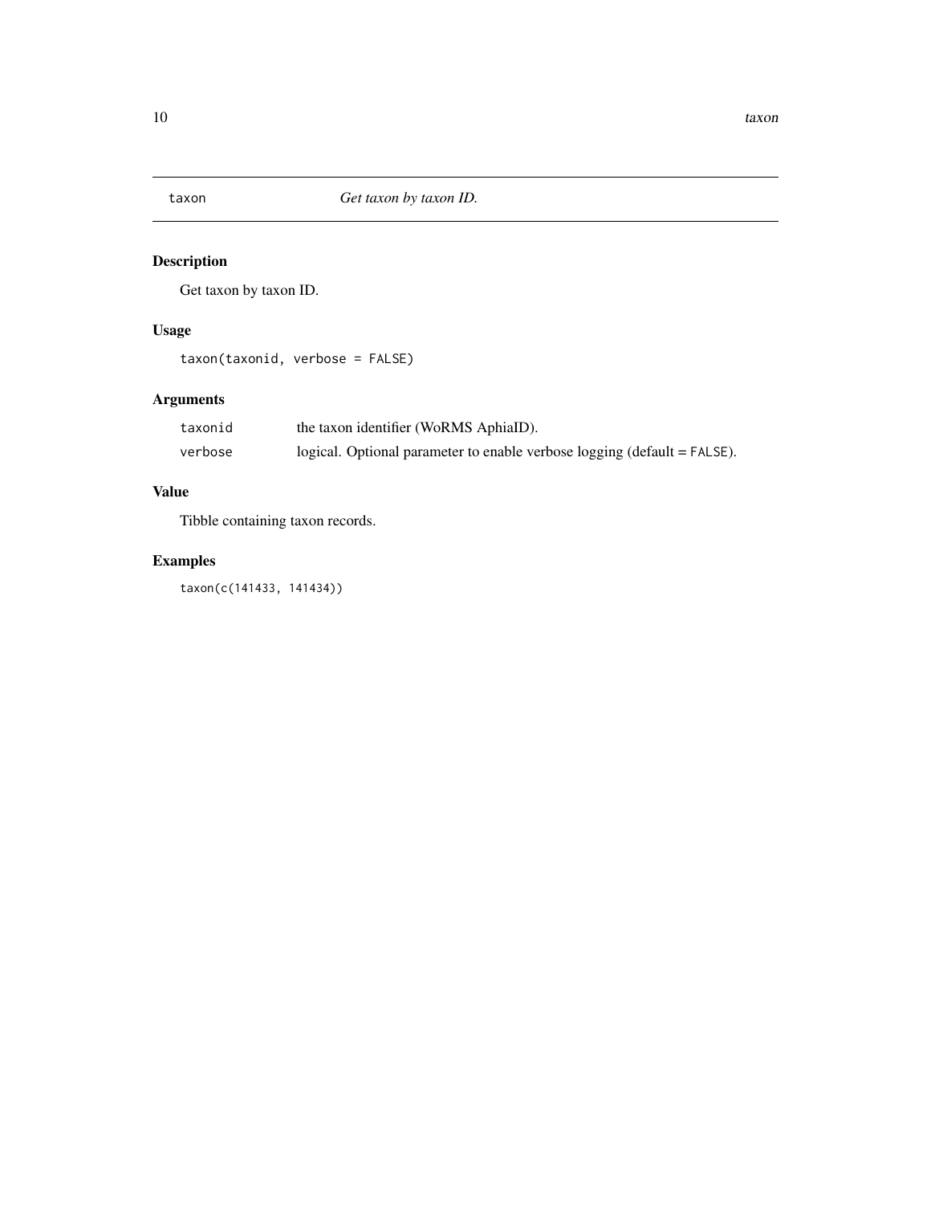## taxon — *Get taxon by taxon ID.*

### Description

Get taxon by taxon ID.

### Usage

```
taxon(taxonid, verbose = FALSE)
```

### Arguments

| | |
|---|---|
| taxonid | the taxon identifier (WoRMS AphiaID). |
| verbose | logical. Optional parameter to enable verbose logging (default = FALSE). |

### Value

Tibble containing taxon records.

### Examples

```
taxon(c(141433, 141434))
```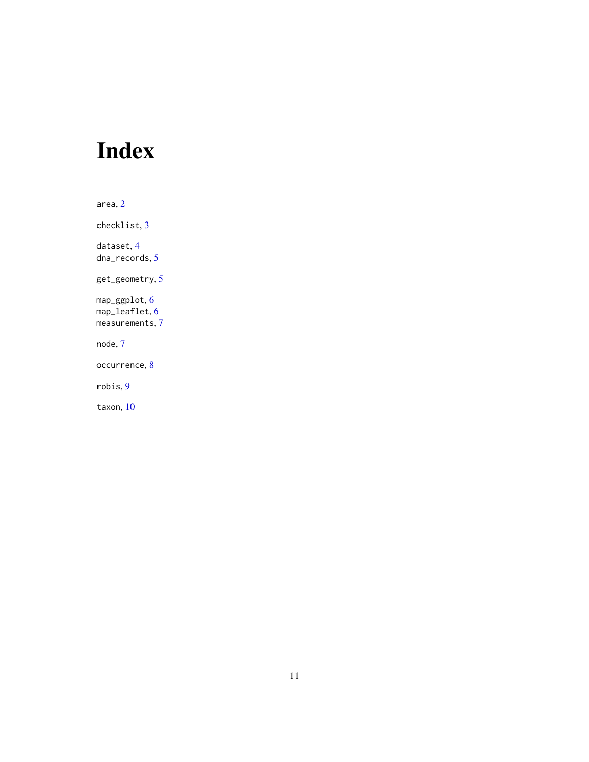# Index

area, 2

checklist, 3

dataset, 4
dna_records, 5

get_geometry, 5

map_ggplot, 6
map_leaflet, 6
measurements, 7

node, 7

occurrence, 8

robis, 9

taxon, 10